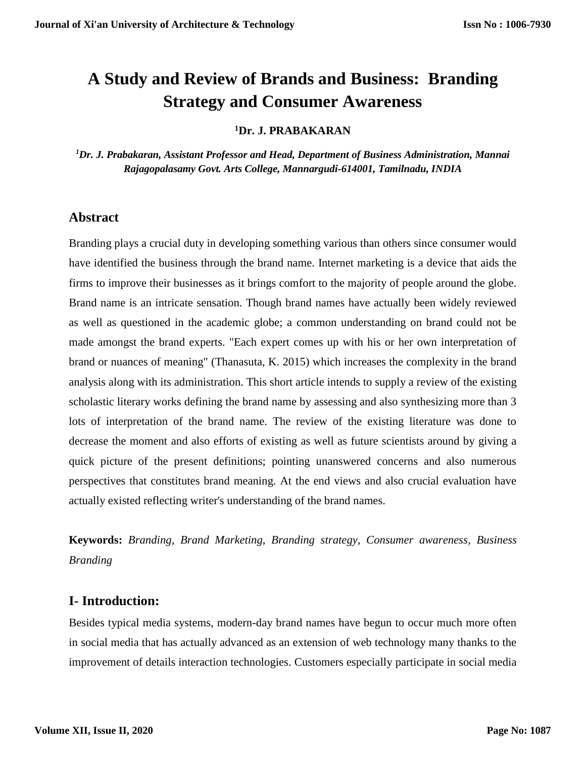# A Study and Review of Brands and Business: Branding Strategy and Consumer Awareness

**[1]Dr. J. PRABAKARAN**

***[1]Dr. J. Prabakaran, Assistant Professor and Head, Department of Business Administration, Mannai Rajagopalasamy Govt. Arts College, Mannargudi-614001, Tamilnadu, INDIA***

## Abstract

Branding plays a crucial duty in developing something various than others since consumer would have identified the business through the brand name. Internet marketing is a device that aids the firms to improve their businesses as it brings comfort to the majority of people around the globe. Brand name is an intricate sensation. Though brand names have actually been widely reviewed as well as questioned in the academic globe; a common understanding on brand could not be made amongst the brand experts. "Each expert comes up with his or her own interpretation of brand or nuances of meaning" (Thanasuta, K. 2015) which increases the complexity in the brand analysis along with its administration. This short article intends to supply a review of the existing scholastic literary works defining the brand name by assessing and also synthesizing more than 3 lots of interpretation of the brand name. The review of the existing literature was done to decrease the moment and also efforts of existing as well as future scientists around by giving a quick picture of the present definitions; pointing unanswered concerns and also numerous perspectives that constitutes brand meaning. At the end views and also crucial evaluation have actually existed reflecting writer's understanding of the brand names.

**Keywords:** *Branding, Brand Marketing, Branding strategy, Consumer awareness, Business Branding*

## I- Introduction:

Besides typical media systems, modern-day brand names have begun to occur much more often in social media that has actually advanced as an extension of web technology many thanks to the improvement of details interaction technologies. Customers especially participate in social media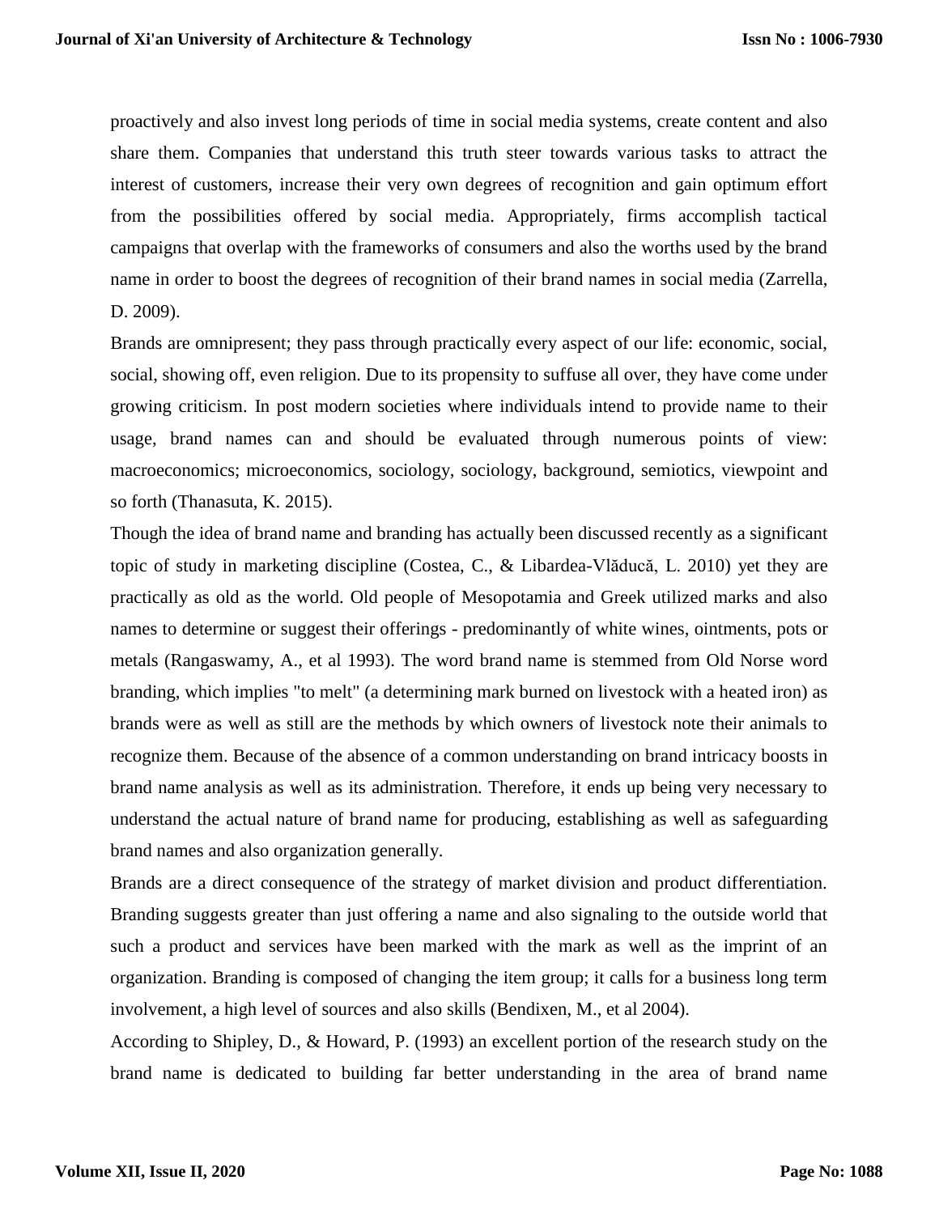proactively and also invest long periods of time in social media systems, create content and also share them. Companies that understand this truth steer towards various tasks to attract the interest of customers, increase their very own degrees of recognition and gain optimum effort from the possibilities offered by social media. Appropriately, firms accomplish tactical campaigns that overlap with the frameworks of consumers and also the worths used by the brand name in order to boost the degrees of recognition of their brand names in social media (Zarrella, D. 2009).

Brands are omnipresent; they pass through practically every aspect of our life: economic, social, social, showing off, even religion. Due to its propensity to suffuse all over, they have come under growing criticism. In post modern societies where individuals intend to provide name to their usage, brand names can and should be evaluated through numerous points of view: macroeconomics; microeconomics, sociology, sociology, background, semiotics, viewpoint and so forth (Thanasuta, K. 2015).

Though the idea of brand name and branding has actually been discussed recently as a significant topic of study in marketing discipline (Costea, C., & Libardea-Vlăducă, L. 2010) yet they are practically as old as the world. Old people of Mesopotamia and Greek utilized marks and also names to determine or suggest their offerings - predominantly of white wines, ointments, pots or metals (Rangaswamy, A., et al 1993). The word brand name is stemmed from Old Norse word branding, which implies "to melt" (a determining mark burned on livestock with a heated iron) as brands were as well as still are the methods by which owners of livestock note their animals to recognize them. Because of the absence of a common understanding on brand intricacy boosts in brand name analysis as well as its administration. Therefore, it ends up being very necessary to understand the actual nature of brand name for producing, establishing as well as safeguarding brand names and also organization generally.

Brands are a direct consequence of the strategy of market division and product differentiation. Branding suggests greater than just offering a name and also signaling to the outside world that such a product and services have been marked with the mark as well as the imprint of an organization. Branding is composed of changing the item group; it calls for a business long term involvement, a high level of sources and also skills (Bendixen, M., et al 2004).

According to Shipley, D., & Howard, P. (1993) an excellent portion of the research study on the brand name is dedicated to building far better understanding in the area of brand name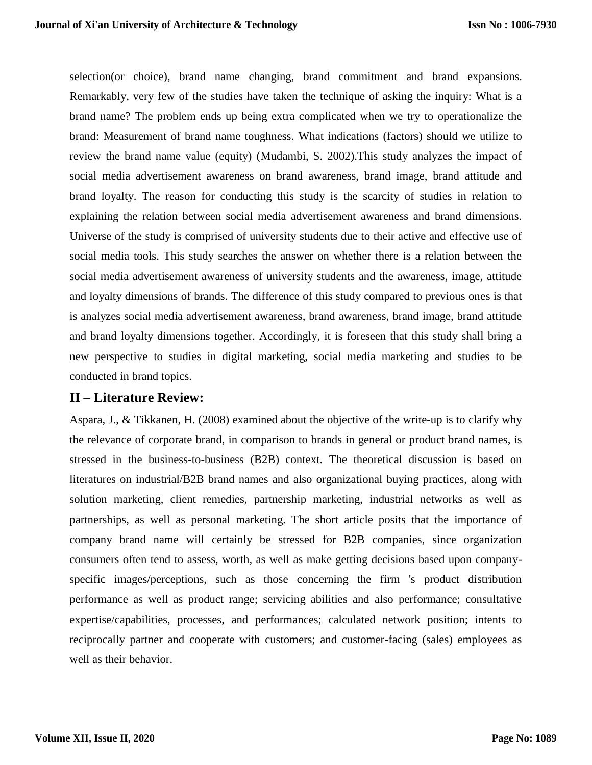selection(or choice), brand name changing, brand commitment and brand expansions. Remarkably, very few of the studies have taken the technique of asking the inquiry: What is a brand name? The problem ends up being extra complicated when we try to operationalize the brand: Measurement of brand name toughness. What indications (factors) should we utilize to review the brand name value (equity) (Mudambi, S. 2002).This study analyzes the impact of social media advertisement awareness on brand awareness, brand image, brand attitude and brand loyalty. The reason for conducting this study is the scarcity of studies in relation to explaining the relation between social media advertisement awareness and brand dimensions. Universe of the study is comprised of university students due to their active and effective use of social media tools. This study searches the answer on whether there is a relation between the social media advertisement awareness of university students and the awareness, image, attitude and loyalty dimensions of brands. The difference of this study compared to previous ones is that is analyzes social media advertisement awareness, brand awareness, brand image, brand attitude and brand loyalty dimensions together. Accordingly, it is foreseen that this study shall bring a new perspective to studies in digital marketing, social media marketing and studies to be conducted in brand topics.

## II – Literature Review:

Aspara, J., & Tikkanen, H. (2008) examined about the objective of the write-up is to clarify why the relevance of corporate brand, in comparison to brands in general or product brand names, is stressed in the business-to-business (B2B) context. The theoretical discussion is based on literatures on industrial/B2B brand names and also organizational buying practices, along with solution marketing, client remedies, partnership marketing, industrial networks as well as partnerships, as well as personal marketing. The short article posits that the importance of company brand name will certainly be stressed for B2B companies, since organization consumers often tend to assess, worth, as well as make getting decisions based upon company-specific images/perceptions, such as those concerning the firm 's product distribution performance as well as product range; servicing abilities and also performance; consultative expertise/capabilities, processes, and performances; calculated network position; intents to reciprocally partner and cooperate with customers; and customer-facing (sales) employees as well as their behavior.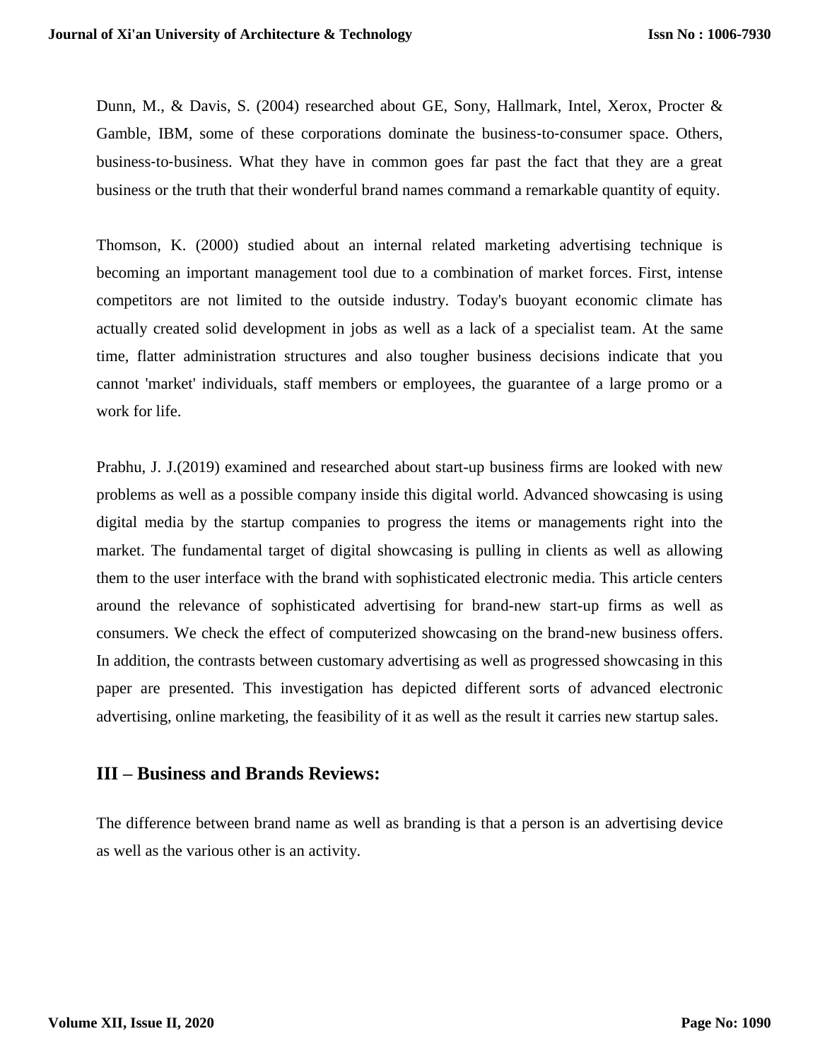Dunn, M., & Davis, S. (2004) researched about GE, Sony, Hallmark, Intel, Xerox, Procter & Gamble, IBM, some of these corporations dominate the business-to-consumer space. Others, business-to-business. What they have in common goes far past the fact that they are a great business or the truth that their wonderful brand names command a remarkable quantity of equity.

Thomson, K. (2000) studied about an internal related marketing advertising technique is becoming an important management tool due to a combination of market forces. First, intense competitors are not limited to the outside industry. Today's buoyant economic climate has actually created solid development in jobs as well as a lack of a specialist team. At the same time, flatter administration structures and also tougher business decisions indicate that you cannot 'market' individuals, staff members or employees, the guarantee of a large promo or a work for life.

Prabhu, J. J.(2019) examined and researched about start-up business firms are looked with new problems as well as a possible company inside this digital world. Advanced showcasing is using digital media by the startup companies to progress the items or managements right into the market. The fundamental target of digital showcasing is pulling in clients as well as allowing them to the user interface with the brand with sophisticated electronic media. This article centers around the relevance of sophisticated advertising for brand-new start-up firms as well as consumers. We check the effect of computerized showcasing on the brand-new business offers. In addition, the contrasts between customary advertising as well as progressed showcasing in this paper are presented. This investigation has depicted different sorts of advanced electronic advertising, online marketing, the feasibility of it as well as the result it carries new startup sales.

## III – Business and Brands Reviews:

The difference between brand name as well as branding is that a person is an advertising device as well as the various other is an activity.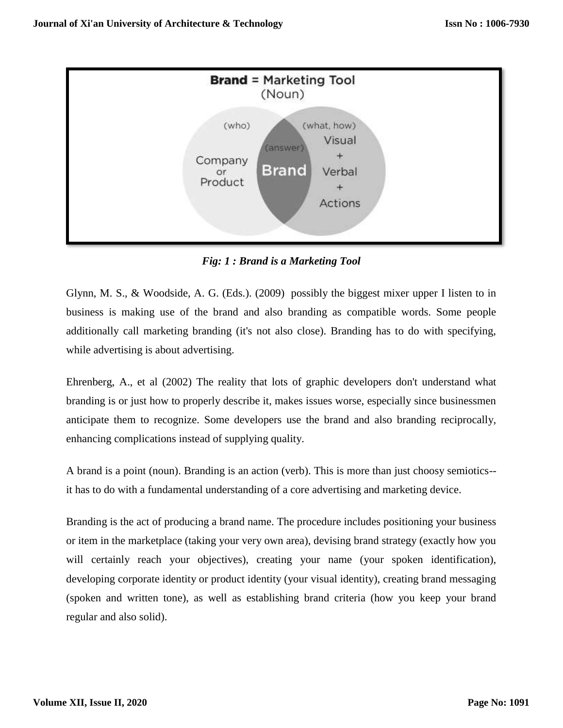*Fig: 1 : Brand is a Marketing Tool*

Glynn, M. S., & Woodside, A. G. (Eds.). (2009) possibly the biggest mixer upper I listen to in business is making use of the brand and also branding as compatible words. Some people additionally call marketing branding (it's not also close). Branding has to do with specifying, while advertising is about advertising.

Ehrenberg, A., et al (2002) The reality that lots of graphic developers don't understand what branding is or just how to properly describe it, makes issues worse, especially since businessmen anticipate them to recognize. Some developers use the brand and also branding reciprocally, enhancing complications instead of supplying quality.

A brand is a point (noun). Branding is an action (verb). This is more than just choosy semiotics--it has to do with a fundamental understanding of a core advertising and marketing device.

Branding is the act of producing a brand name. The procedure includes positioning your business or item in the marketplace (taking your very own area), devising brand strategy (exactly how you will certainly reach your objectives), creating your name (your spoken identification), developing corporate identity or product identity (your visual identity), creating brand messaging (spoken and written tone), as well as establishing brand criteria (how you keep your brand regular and also solid).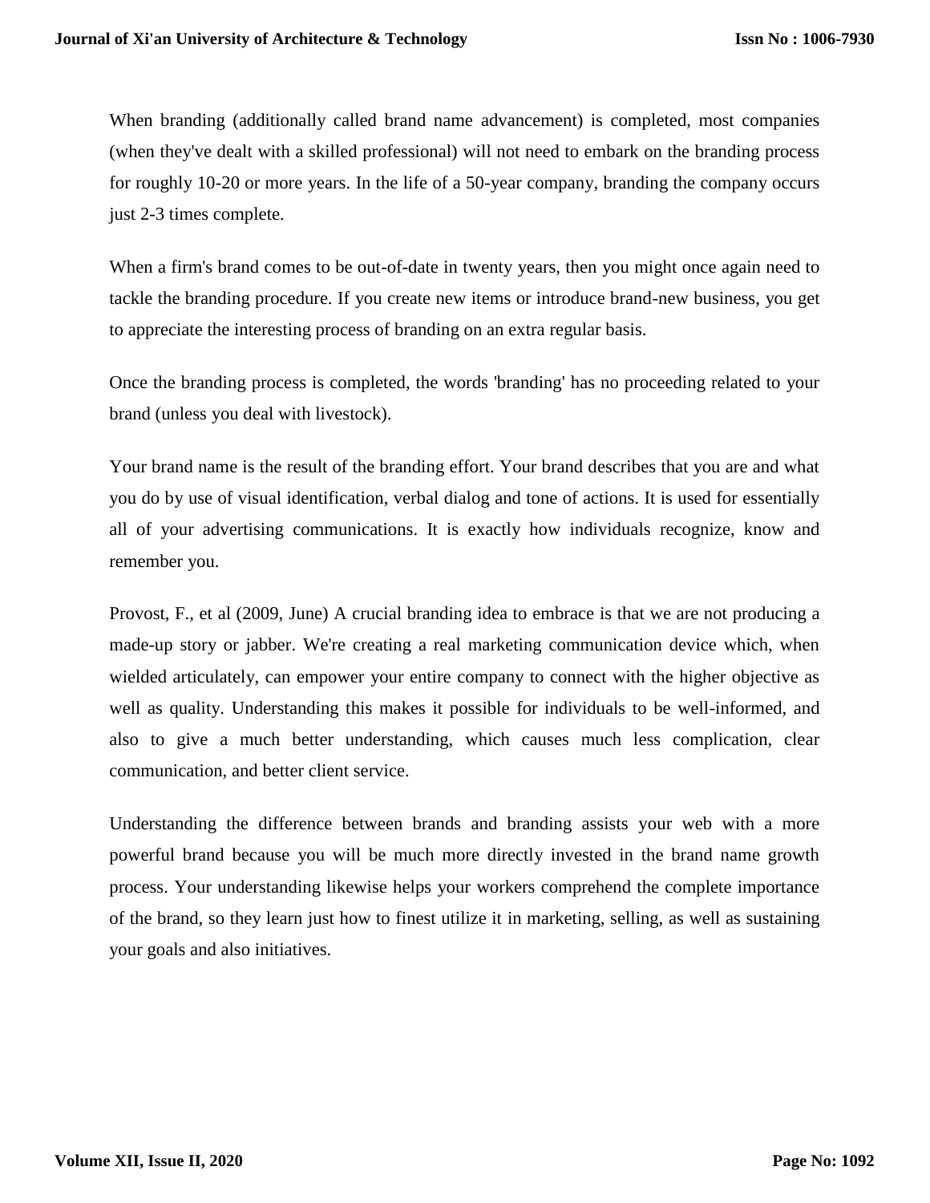When branding (additionally called brand name advancement) is completed, most companies (when they've dealt with a skilled professional) will not need to embark on the branding process for roughly 10-20 or more years. In the life of a 50-year company, branding the company occurs just 2-3 times complete.

When a firm's brand comes to be out-of-date in twenty years, then you might once again need to tackle the branding procedure. If you create new items or introduce brand-new business, you get to appreciate the interesting process of branding on an extra regular basis.

Once the branding process is completed, the words 'branding' has no proceeding related to your brand (unless you deal with livestock).

Your brand name is the result of the branding effort. Your brand describes that you are and what you do by use of visual identification, verbal dialog and tone of actions. It is used for essentially all of your advertising communications. It is exactly how individuals recognize, know and remember you.

Provost, F., et al (2009, June) A crucial branding idea to embrace is that we are not producing a made-up story or jabber. We're creating a real marketing communication device which, when wielded articulately, can empower your entire company to connect with the higher objective as well as quality. Understanding this makes it possible for individuals to be well-informed, and also to give a much better understanding, which causes much less complication, clear communication, and better client service.

Understanding the difference between brands and branding assists your web with a more powerful brand because you will be much more directly invested in the brand name growth process. Your understanding likewise helps your workers comprehend the complete importance of the brand, so they learn just how to finest utilize it in marketing, selling, as well as sustaining your goals and also initiatives.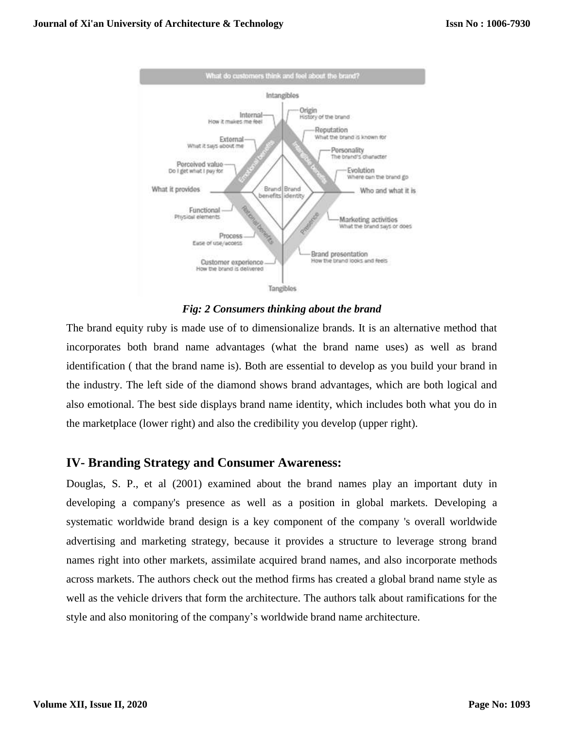*Fig: 2 Consumers thinking about the brand*

The brand equity ruby is made use of to dimensionalize brands. It is an alternative method that incorporates both brand name advantages (what the brand name uses) as well as brand identification ( that the brand name is). Both are essential to develop as you build your brand in the industry. The left side of the diamond shows brand advantages, which are both logical and also emotional. The best side displays brand name identity, which includes both what you do in the marketplace (lower right) and also the credibility you develop (upper right).

## IV- Branding Strategy and Consumer Awareness:

Douglas, S. P., et al (2001) examined about the brand names play an important duty in developing a company's presence as well as a position in global markets. Developing a systematic worldwide brand design is a key component of the company 's overall worldwide advertising and marketing strategy, because it provides a structure to leverage strong brand names right into other markets, assimilate acquired brand names, and also incorporate methods across markets. The authors check out the method firms has created a global brand name style as well as the vehicle drivers that form the architecture. The authors talk about ramifications for the style and also monitoring of the company's worldwide brand name architecture.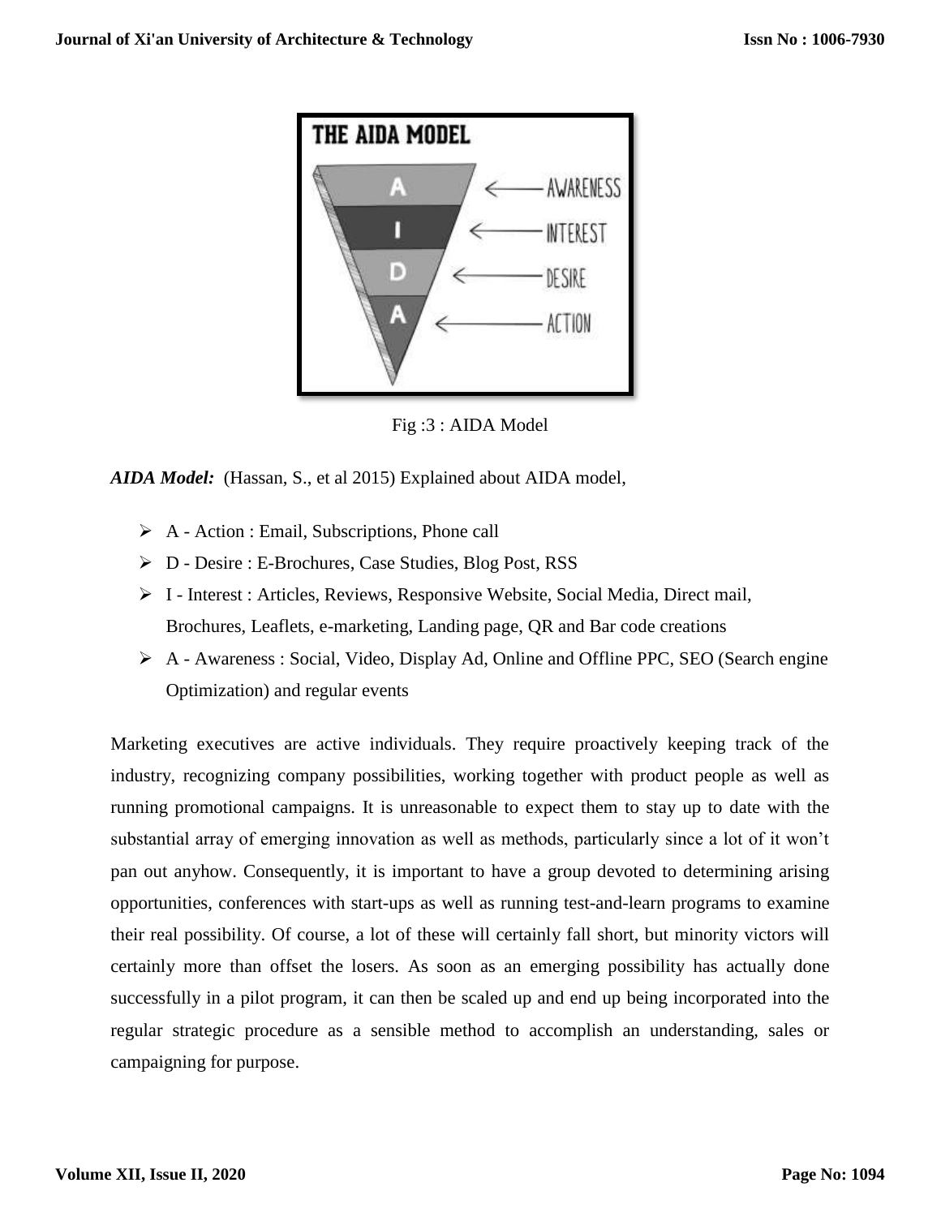Fig :3 : AIDA Model

***AIDA Model:*** (Hassan, S., et al 2015) Explained about AIDA model,

- A - Action : Email, Subscriptions, Phone call
- D - Desire : E-Brochures, Case Studies, Blog Post, RSS
- I - Interest : Articles, Reviews, Responsive Website, Social Media, Direct mail, Brochures, Leaflets, e-marketing, Landing page, QR and Bar code creations
- A - Awareness : Social, Video, Display Ad, Online and Offline PPC, SEO (Search engine Optimization) and regular events

Marketing executives are active individuals. They require proactively keeping track of the industry, recognizing company possibilities, working together with product people as well as running promotional campaigns. It is unreasonable to expect them to stay up to date with the substantial array of emerging innovation as well as methods, particularly since a lot of it won't pan out anyhow. Consequently, it is important to have a group devoted to determining arising opportunities, conferences with start-ups as well as running test-and-learn programs to examine their real possibility. Of course, a lot of these will certainly fall short, but minority victors will certainly more than offset the losers. As soon as an emerging possibility has actually done successfully in a pilot program, it can then be scaled up and end up being incorporated into the regular strategic procedure as a sensible method to accomplish an understanding, sales or campaigning for purpose.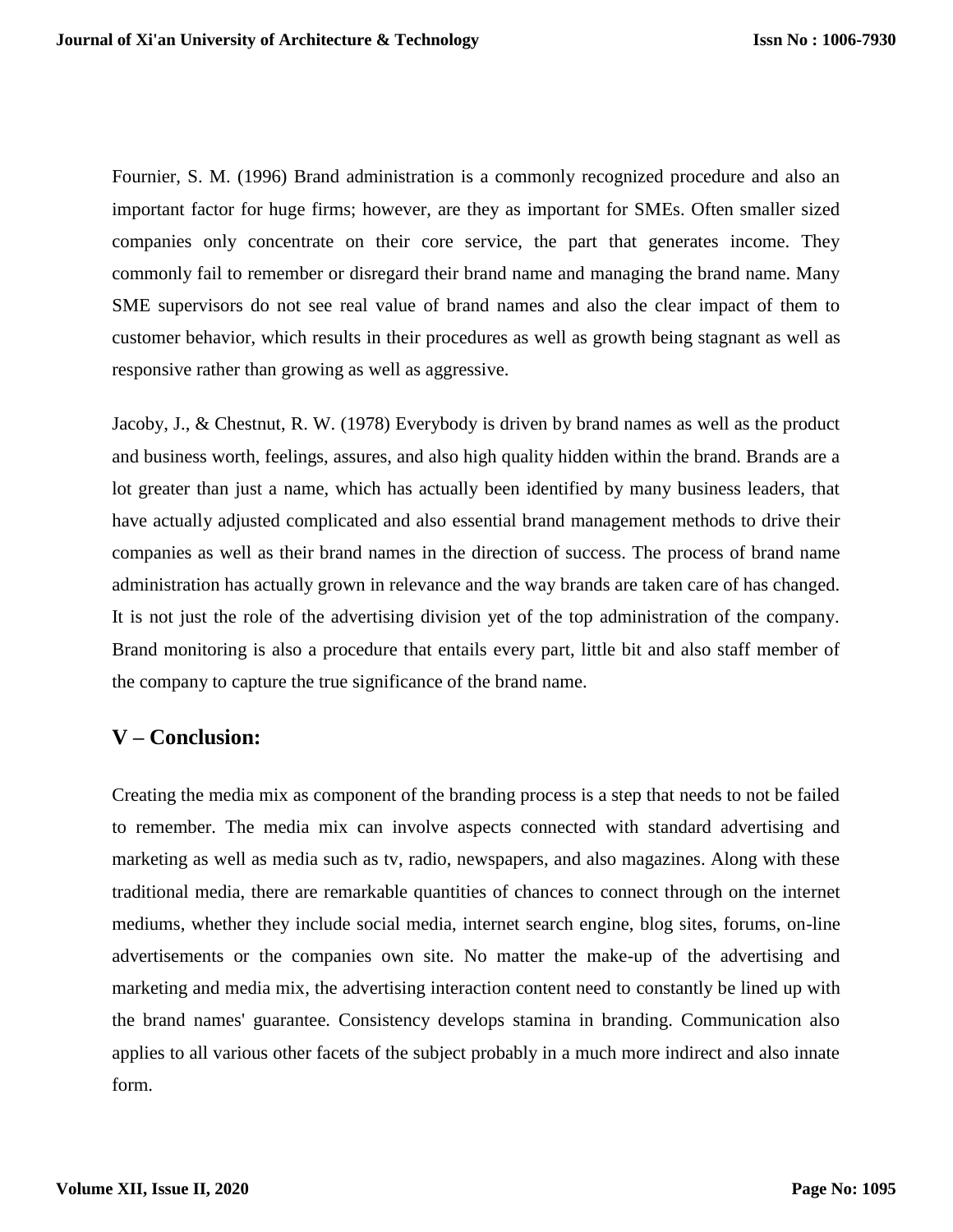Fournier, S. M. (1996) Brand administration is a commonly recognized procedure and also an important factor for huge firms; however, are they as important for SMEs. Often smaller sized companies only concentrate on their core service, the part that generates income. They commonly fail to remember or disregard their brand name and managing the brand name. Many SME supervisors do not see real value of brand names and also the clear impact of them to customer behavior, which results in their procedures as well as growth being stagnant as well as responsive rather than growing as well as aggressive.

Jacoby, J., & Chestnut, R. W. (1978) Everybody is driven by brand names as well as the product and business worth, feelings, assures, and also high quality hidden within the brand. Brands are a lot greater than just a name, which has actually been identified by many business leaders, that have actually adjusted complicated and also essential brand management methods to drive their companies as well as their brand names in the direction of success. The process of brand name administration has actually grown in relevance and the way brands are taken care of has changed. It is not just the role of the advertising division yet of the top administration of the company. Brand monitoring is also a procedure that entails every part, little bit and also staff member of the company to capture the true significance of the brand name.

## V – Conclusion:

Creating the media mix as component of the branding process is a step that needs to not be failed to remember. The media mix can involve aspects connected with standard advertising and marketing as well as media such as tv, radio, newspapers, and also magazines. Along with these traditional media, there are remarkable quantities of chances to connect through on the internet mediums, whether they include social media, internet search engine, blog sites, forums, on-line advertisements or the companies own site. No matter the make-up of the advertising and marketing and media mix, the advertising interaction content need to constantly be lined up with the brand names' guarantee. Consistency develops stamina in branding. Communication also applies to all various other facets of the subject probably in a much more indirect and also innate form.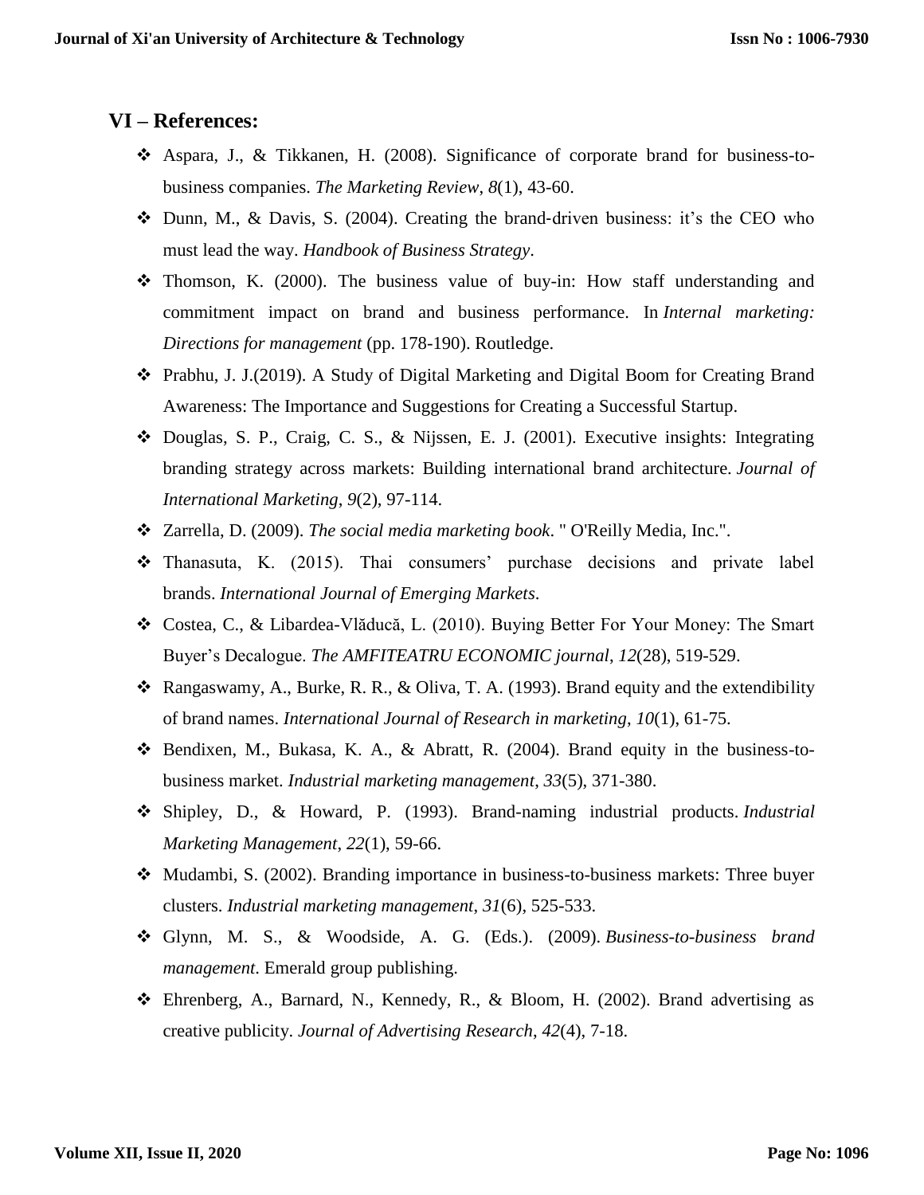## VI – References:

- Aspara, J., & Tikkanen, H. (2008). Significance of corporate brand for business-to-business companies. *The Marketing Review*, *8*(1), 43-60.
- Dunn, M., & Davis, S. (2004). Creating the brand‐driven business: it's the CEO who must lead the way. *Handbook of Business Strategy*.
- Thomson, K. (2000). The business value of buy-in: How staff understanding and commitment impact on brand and business performance. In *Internal marketing: Directions for management* (pp. 178-190). Routledge.
- Prabhu, J. J.(2019). A Study of Digital Marketing and Digital Boom for Creating Brand Awareness: The Importance and Suggestions for Creating a Successful Startup.
- Douglas, S. P., Craig, C. S., & Nijssen, E. J. (2001). Executive insights: Integrating branding strategy across markets: Building international brand architecture. *Journal of International Marketing*, *9*(2), 97-114.
- Zarrella, D. (2009). *The social media marketing book*. " O'Reilly Media, Inc.".
- Thanasuta, K. (2015). Thai consumers' purchase decisions and private label brands. *International Journal of Emerging Markets*.
- Costea, C., & Libardea-Vlăducă, L. (2010). Buying Better For Your Money: The Smart Buyer's Decalogue. *The AMFITEATRU ECONOMIC journal*, *12*(28), 519-529.
- Rangaswamy, A., Burke, R. R., & Oliva, T. A. (1993). Brand equity and the extendibility of brand names. *International Journal of Research in marketing*, *10*(1), 61-75.
- Bendixen, M., Bukasa, K. A., & Abratt, R. (2004). Brand equity in the business-to-business market. *Industrial marketing management*, *33*(5), 371-380.
- Shipley, D., & Howard, P. (1993). Brand-naming industrial products. *Industrial Marketing Management*, *22*(1), 59-66.
- Mudambi, S. (2002). Branding importance in business-to-business markets: Three buyer clusters. *Industrial marketing management*, *31*(6), 525-533.
- Glynn, M. S., & Woodside, A. G. (Eds.). (2009). *Business-to-business brand management*. Emerald group publishing.
- Ehrenberg, A., Barnard, N., Kennedy, R., & Bloom, H. (2002). Brand advertising as creative publicity. *Journal of Advertising Research*, *42*(4), 7-18.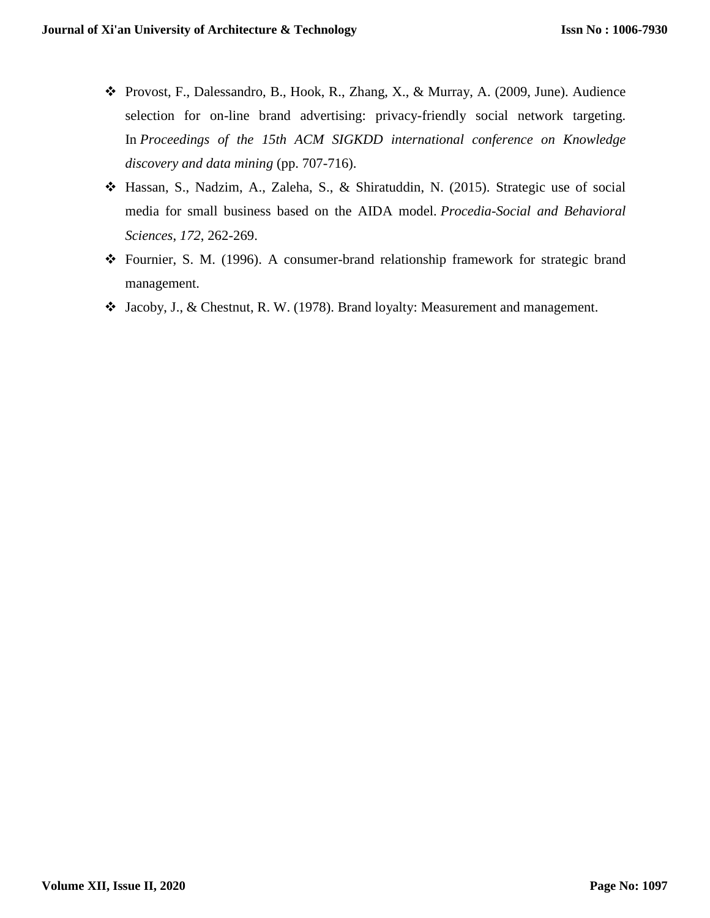- Provost, F., Dalessandro, B., Hook, R., Zhang, X., & Murray, A. (2009, June). Audience selection for on-line brand advertising: privacy-friendly social network targeting. In *Proceedings of the 15th ACM SIGKDD international conference on Knowledge discovery and data mining* (pp. 707-716).
- Hassan, S., Nadzim, A., Zaleha, S., & Shiratuddin, N. (2015). Strategic use of social media for small business based on the AIDA model. *Procedia-Social and Behavioral Sciences*, *172*, 262-269.
- Fournier, S. M. (1996). A consumer-brand relationship framework for strategic brand management.
- Jacoby, J., & Chestnut, R. W. (1978). Brand loyalty: Measurement and management.